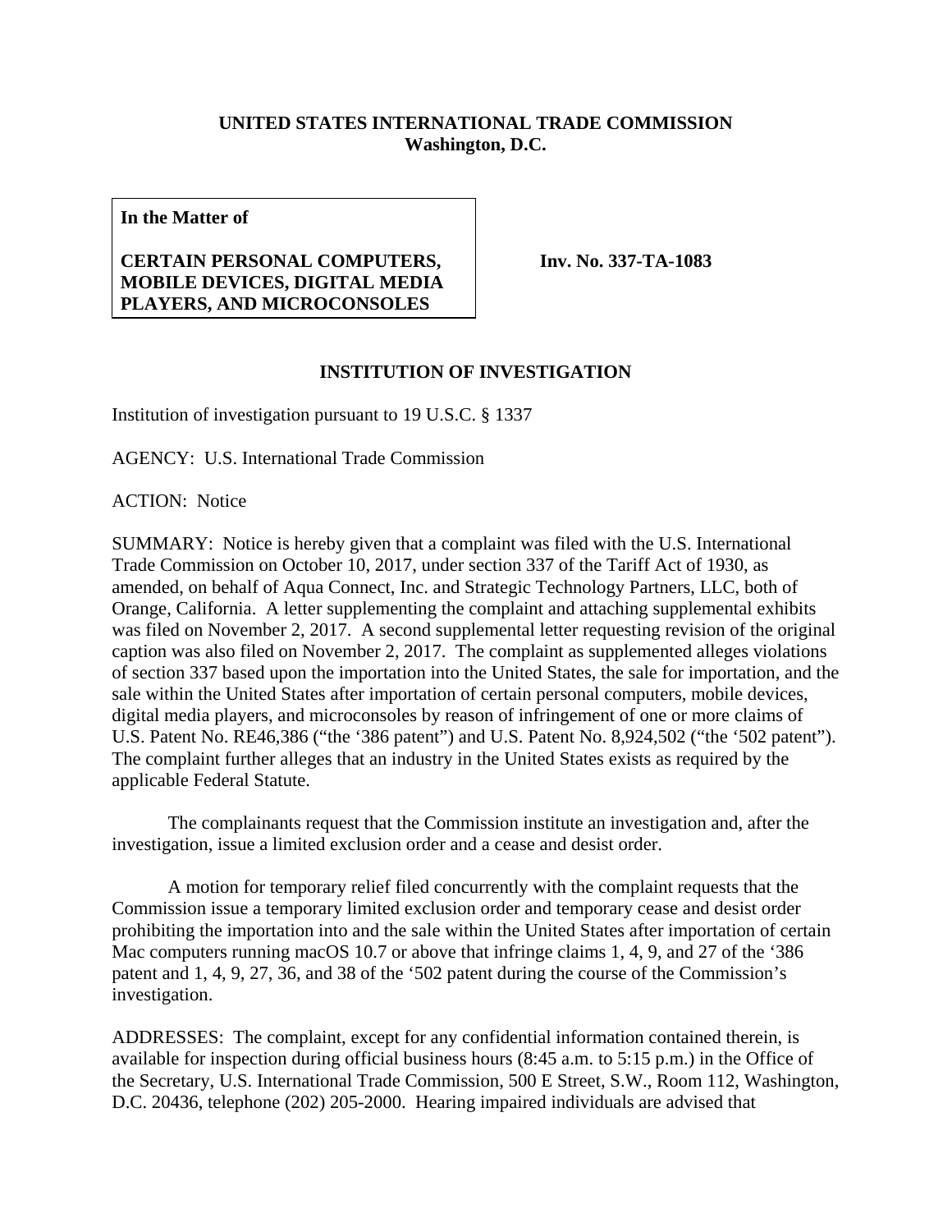**UNITED STATES INTERNATIONAL TRADE COMMISSION**
**Washington, D.C.**

| **In the Matter of** <br><br> **CERTAIN PERSONAL COMPUTERS, MOBILE DEVICES, DIGITAL MEDIA PLAYERS, AND MICROCONSOLES** | **Inv. No. 337-TA-1083** |
|---|---|

## INSTITUTION OF INVESTIGATION

Institution of investigation pursuant to 19 U.S.C. § 1337

AGENCY: U.S. International Trade Commission

ACTION: Notice

SUMMARY: Notice is hereby given that a complaint was filed with the U.S. International Trade Commission on October 10, 2017, under section 337 of the Tariff Act of 1930, as amended, on behalf of Aqua Connect, Inc. and Strategic Technology Partners, LLC, both of Orange, California. A letter supplementing the complaint and attaching supplemental exhibits was filed on November 2, 2017. A second supplemental letter requesting revision of the original caption was also filed on November 2, 2017. The complaint as supplemented alleges violations of section 337 based upon the importation into the United States, the sale for importation, and the sale within the United States after importation of certain personal computers, mobile devices, digital media players, and microconsoles by reason of infringement of one or more claims of U.S. Patent No. RE46,386 ("the '386 patent") and U.S. Patent No. 8,924,502 ("the '502 patent"). The complaint further alleges that an industry in the United States exists as required by the applicable Federal Statute.

The complainants request that the Commission institute an investigation and, after the investigation, issue a limited exclusion order and a cease and desist order.

A motion for temporary relief filed concurrently with the complaint requests that the Commission issue a temporary limited exclusion order and temporary cease and desist order prohibiting the importation into and the sale within the United States after importation of certain Mac computers running macOS 10.7 or above that infringe claims 1, 4, 9, and 27 of the '386 patent and 1, 4, 9, 27, 36, and 38 of the '502 patent during the course of the Commission's investigation.

ADDRESSES: The complaint, except for any confidential information contained therein, is available for inspection during official business hours (8:45 a.m. to 5:15 p.m.) in the Office of the Secretary, U.S. International Trade Commission, 500 E Street, S.W., Room 112, Washington, D.C. 20436, telephone (202) 205-2000. Hearing impaired individuals are advised that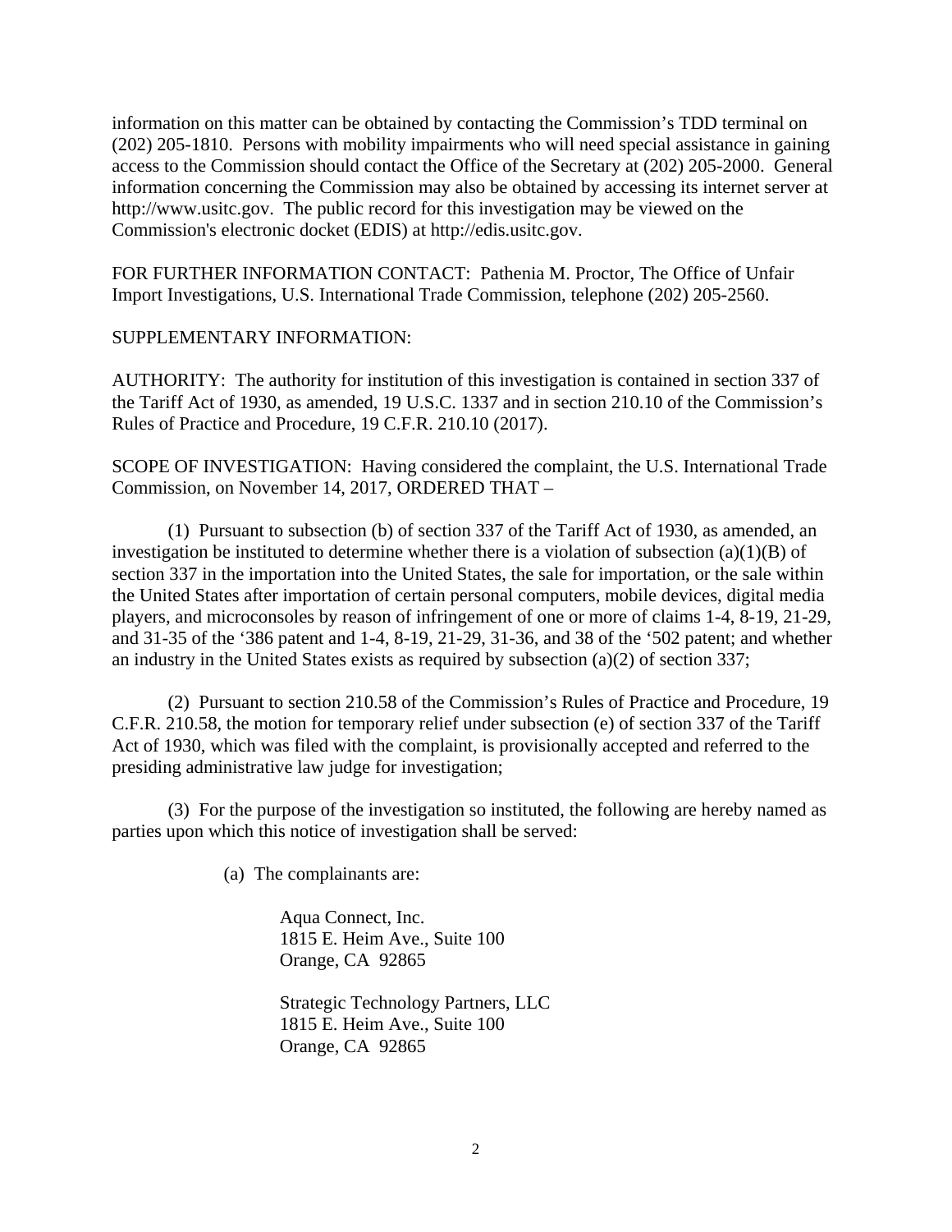information on this matter can be obtained by contacting the Commission's TDD terminal on (202) 205-1810. Persons with mobility impairments who will need special assistance in gaining access to the Commission should contact the Office of the Secretary at (202) 205-2000. General information concerning the Commission may also be obtained by accessing its internet server at http://www.usitc.gov. The public record for this investigation may be viewed on the Commission's electronic docket (EDIS) at http://edis.usitc.gov.

FOR FURTHER INFORMATION CONTACT: Pathenia M. Proctor, The Office of Unfair Import Investigations, U.S. International Trade Commission, telephone (202) 205-2560.

SUPPLEMENTARY INFORMATION:

AUTHORITY: The authority for institution of this investigation is contained in section 337 of the Tariff Act of 1930, as amended, 19 U.S.C. 1337 and in section 210.10 of the Commission's Rules of Practice and Procedure, 19 C.F.R. 210.10 (2017).

SCOPE OF INVESTIGATION: Having considered the complaint, the U.S. International Trade Commission, on November 14, 2017, ORDERED THAT –

(1) Pursuant to subsection (b) of section 337 of the Tariff Act of 1930, as amended, an investigation be instituted to determine whether there is a violation of subsection (a)(1)(B) of section 337 in the importation into the United States, the sale for importation, or the sale within the United States after importation of certain personal computers, mobile devices, digital media players, and microconsoles by reason of infringement of one or more of claims 1-4, 8-19, 21-29, and 31-35 of the '386 patent and 1-4, 8-19, 21-29, 31-36, and 38 of the '502 patent; and whether an industry in the United States exists as required by subsection (a)(2) of section 337;

(2) Pursuant to section 210.58 of the Commission's Rules of Practice and Procedure, 19 C.F.R. 210.58, the motion for temporary relief under subsection (e) of section 337 of the Tariff Act of 1930, which was filed with the complaint, is provisionally accepted and referred to the presiding administrative law judge for investigation;

(3) For the purpose of the investigation so instituted, the following are hereby named as parties upon which this notice of investigation shall be served:

(a) The complainants are:

Aqua Connect, Inc.
1815 E. Heim Ave., Suite 100
Orange, CA 92865

Strategic Technology Partners, LLC
1815 E. Heim Ave., Suite 100
Orange, CA 92865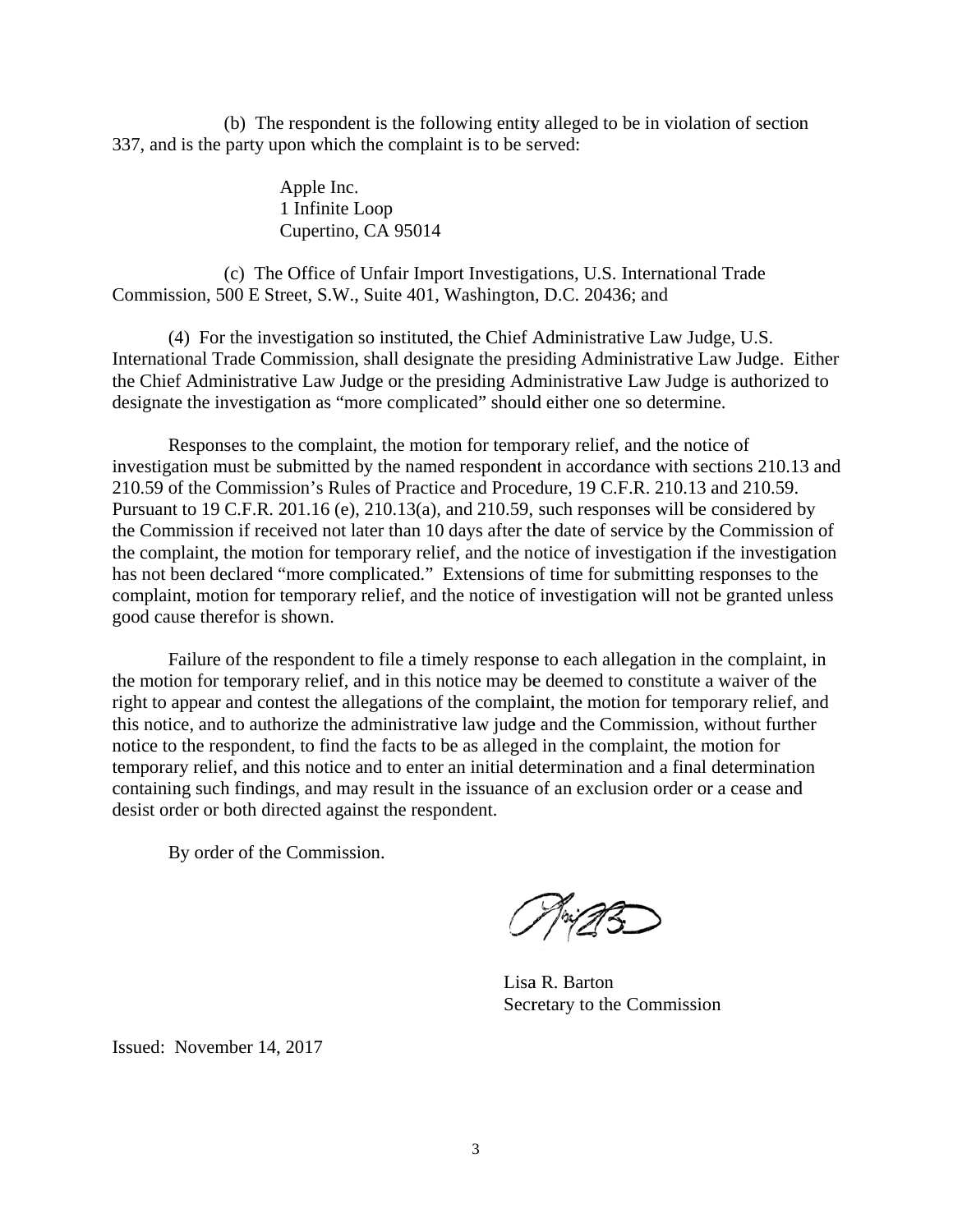(b) The respondent is the following entity alleged to be in violation of section 337, and is the party upon which the complaint is to be served:

Apple Inc.
1 Infinite Loop
Cupertino, CA 95014

(c) The Office of Unfair Import Investigations, U.S. International Trade Commission, 500 E Street, S.W., Suite 401, Washington, D.C. 20436; and

(4) For the investigation so instituted, the Chief Administrative Law Judge, U.S. International Trade Commission, shall designate the presiding Administrative Law Judge. Either the Chief Administrative Law Judge or the presiding Administrative Law Judge is authorized to designate the investigation as "more complicated" should either one so determine.

Responses to the complaint, the motion for temporary relief, and the notice of investigation must be submitted by the named respondent in accordance with sections 210.13 and 210.59 of the Commission's Rules of Practice and Procedure, 19 C.F.R. 210.13 and 210.59. Pursuant to 19 C.F.R. 201.16 (e), 210.13(a), and 210.59, such responses will be considered by the Commission if received not later than 10 days after the date of service by the Commission of the complaint, the motion for temporary relief, and the notice of investigation if the investigation has not been declared "more complicated." Extensions of time for submitting responses to the complaint, motion for temporary relief, and the notice of investigation will not be granted unless good cause therefor is shown.

Failure of the respondent to file a timely response to each allegation in the complaint, in the motion for temporary relief, and in this notice may be deemed to constitute a waiver of the right to appear and contest the allegations of the complaint, the motion for temporary relief, and this notice, and to authorize the administrative law judge and the Commission, without further notice to the respondent, to find the facts to be as alleged in the complaint, the motion for temporary relief, and this notice and to enter an initial determination and a final determination containing such findings, and may result in the issuance of an exclusion order or a cease and desist order or both directed against the respondent.

By order of the Commission.

Lisa R. Barton
Secretary to the Commission

Issued: November 14, 2017